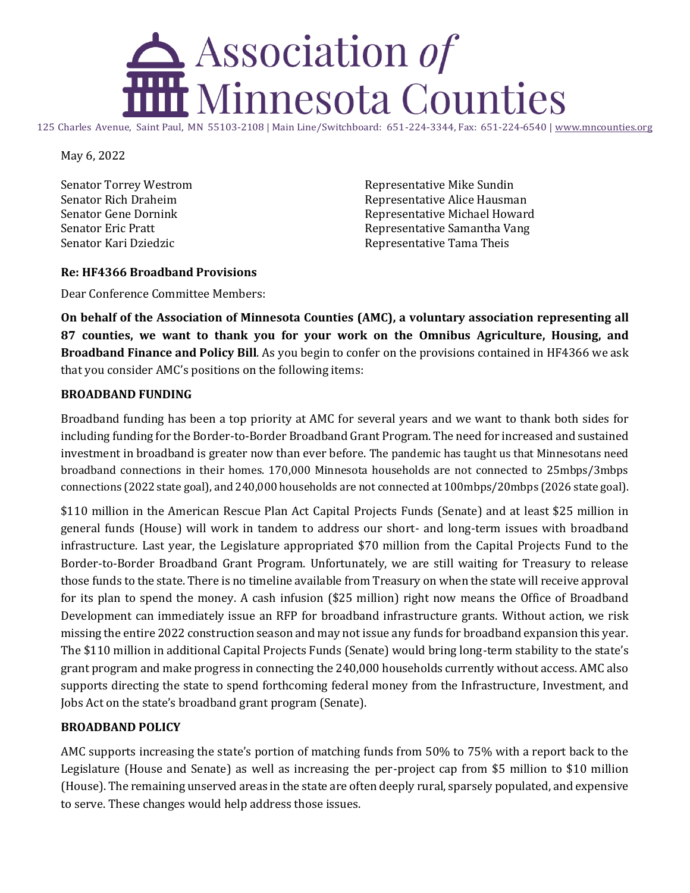# Association of Minnesota Counties

125 Charles Avenue, Saint Paul, MN 55103-2108 | Main Line/Switchboard: 651-224-3344, Fax: 651-224-6540 | www.mncounties.org

May 6, 2022

Senator Torrey Westrom
Senator Rich Draheim
Senator Gene Dornink
Senator Eric Pratt
Senator Kari Dziedzic

Representative Mike Sundin
Representative Alice Hausman
Representative Michael Howard
Representative Samantha Vang
Representative Tama Theis

**Re: HF4366 Broadband Provisions**

Dear Conference Committee Members:

**On behalf of the Association of Minnesota Counties (AMC), a voluntary association representing all 87 counties, we want to thank you for your work on the Omnibus Agriculture, Housing, and Broadband Finance and Policy Bill**. As you begin to confer on the provisions contained in HF4366 we ask that you consider AMC's positions on the following items:

**BROADBAND FUNDING**

Broadband funding has been a top priority at AMC for several years and we want to thank both sides for including funding for the Border-to-Border Broadband Grant Program. The need for increased and sustained investment in broadband is greater now than ever before. The pandemic has taught us that Minnesotans need broadband connections in their homes. 170,000 Minnesota households are not connected to 25mbps/3mbps connections (2022 state goal), and 240,000 households are not connected at 100mbps/20mbps (2026 state goal).

$110 million in the American Rescue Plan Act Capital Projects Funds (Senate) and at least $25 million in general funds (House) will work in tandem to address our short- and long-term issues with broadband infrastructure. Last year, the Legislature appropriated $70 million from the Capital Projects Fund to the Border-to-Border Broadband Grant Program. Unfortunately, we are still waiting for Treasury to release those funds to the state. There is no timeline available from Treasury on when the state will receive approval for its plan to spend the money. A cash infusion ($25 million) right now means the Office of Broadband Development can immediately issue an RFP for broadband infrastructure grants. Without action, we risk missing the entire 2022 construction season and may not issue any funds for broadband expansion this year. The $110 million in additional Capital Projects Funds (Senate) would bring long-term stability to the state's grant program and make progress in connecting the 240,000 households currently without access. AMC also supports directing the state to spend forthcoming federal money from the Infrastructure, Investment, and Jobs Act on the state's broadband grant program (Senate).

**BROADBAND POLICY**

AMC supports increasing the state's portion of matching funds from 50% to 75% with a report back to the Legislature (House and Senate) as well as increasing the per-project cap from $5 million to $10 million (House). The remaining unserved areas in the state are often deeply rural, sparsely populated, and expensive to serve. These changes would help address those issues.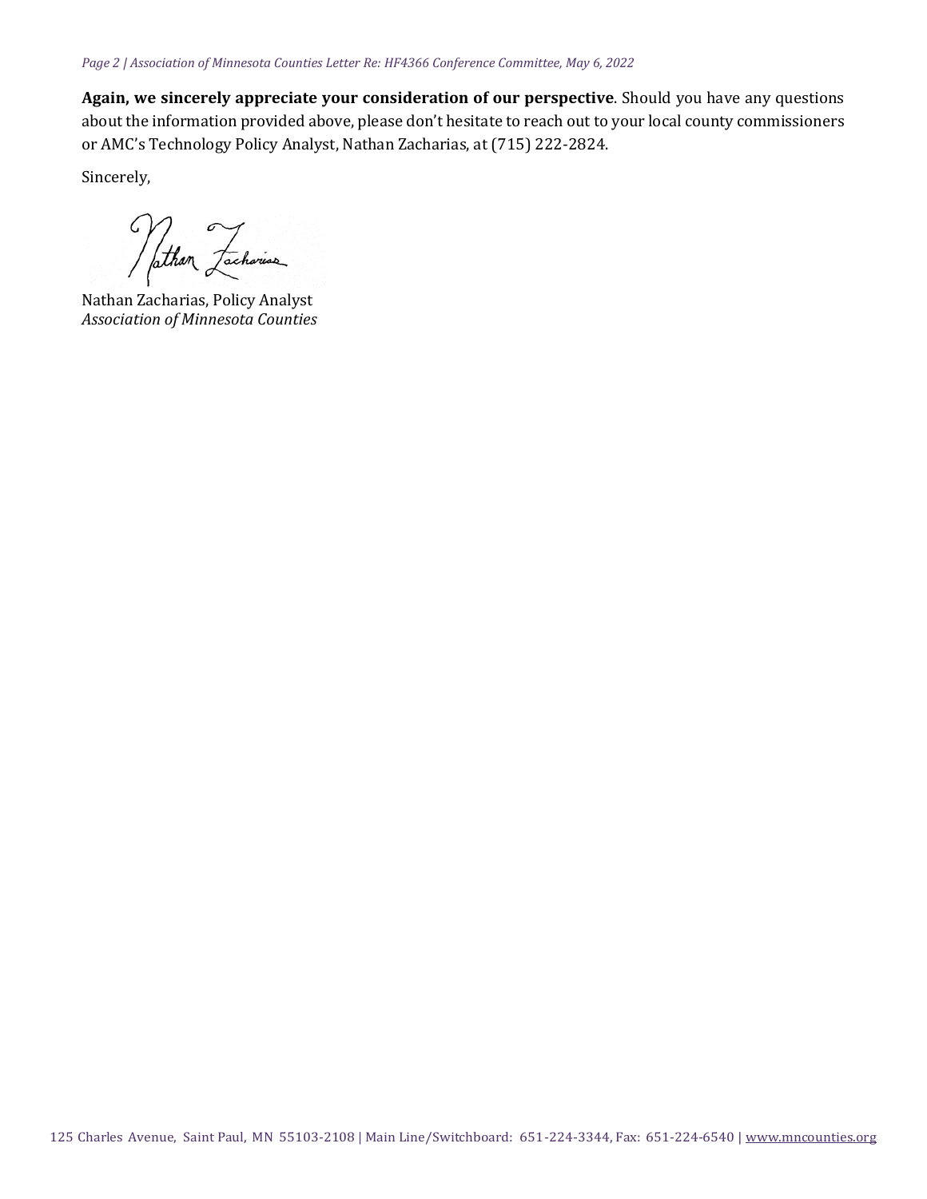**Again, we sincerely appreciate your consideration of our perspective**. Should you have any questions about the information provided above, please don't hesitate to reach out to your local county commissioners or AMC's Technology Policy Analyst, Nathan Zacharias, at (715) 222-2824.

Sincerely,

Nathan Zacharias, Policy Analyst
*Association of Minnesota Counties*